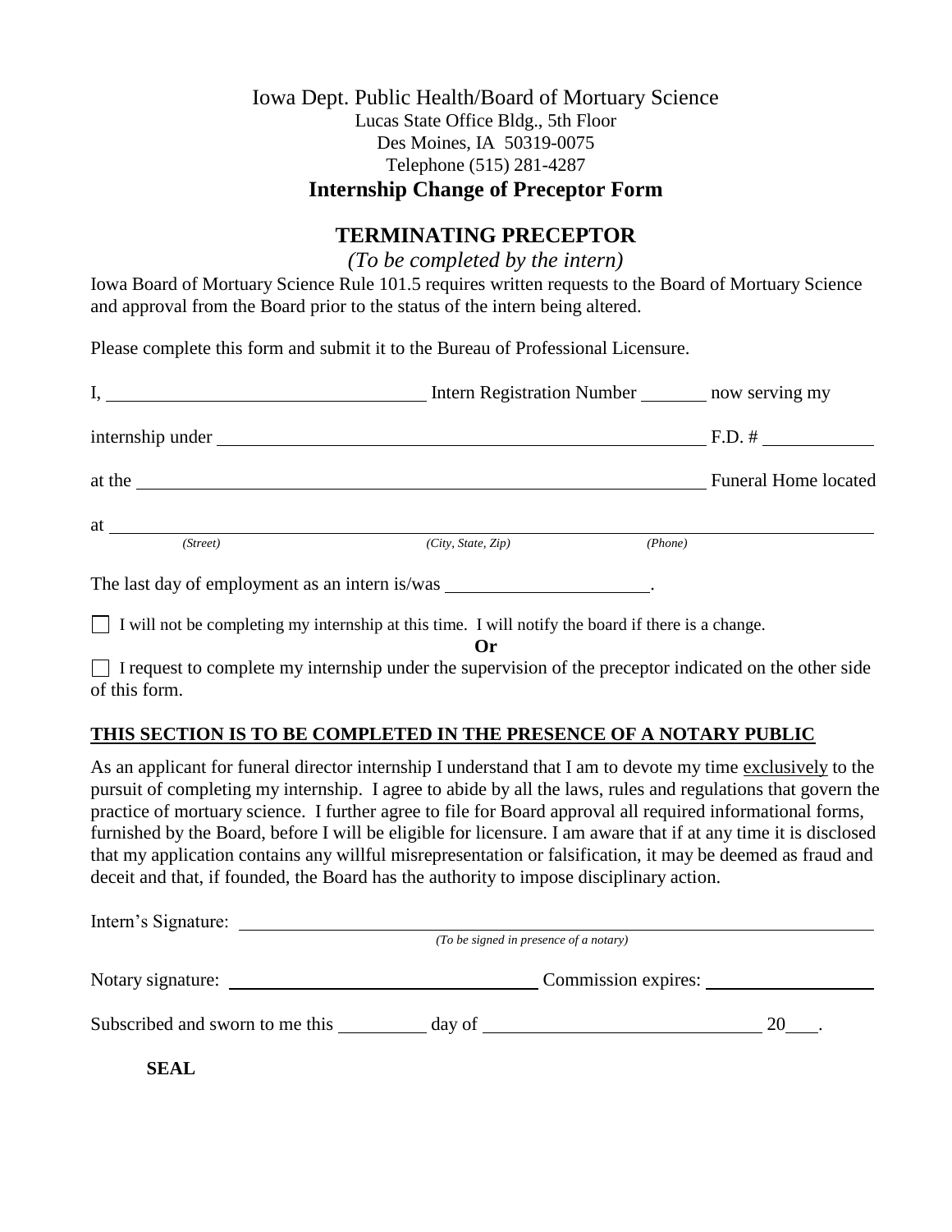Iowa Dept. Public Health/Board of Mortuary Science
Lucas State Office Bldg., 5th Floor
Des Moines, IA 50319-0075
Telephone (515) 281-4287

**Internship Change of Preceptor Form**

## TERMINATING PRECEPTOR

*(To be completed by the intern)*

Iowa Board of Mortuary Science Rule 101.5 requires written requests to the Board of Mortuary Science and approval from the Board prior to the status of the intern being altered.

Please complete this form and submit it to the Bureau of Professional Licensure.

I, ______________________________ Intern Registration Number _______ now serving my

internship under __________________________________________________ F.D. # ___________

at the _________________________________________________________ Funeral Home located

at ________________________________________________________________________________
*(Street)* *(City, State, Zip)* *(Phone)*

The last day of employment as an intern is/was ____________________.

☐ I will not be completing my internship at this time. I will notify the board if there is a change.

**Or**

☐ I request to complete my internship under the supervision of the preceptor indicated on the other side of this form.

**THIS SECTION IS TO BE COMPLETED IN THE PRESENCE OF A NOTARY PUBLIC**

As an applicant for funeral director internship I understand that I am to devote my time exclusively to the pursuit of completing my internship. I agree to abide by all the laws, rules and regulations that govern the practice of mortuary science. I further agree to file for Board approval all required informational forms, furnished by the Board, before I will be eligible for licensure. I am aware that if at any time it is disclosed that my application contains any willful misrepresentation or falsification, it may be deemed as fraud and deceit and that, if founded, the Board has the authority to impose disciplinary action.

Intern's Signature: ______________________________________________________________
*(To be signed in presence of a notary)*

Notary signature: ______________________________ Commission expires: __________________

Subscribed and sworn to me this _________ day of ___________________________ 20___.

**SEAL**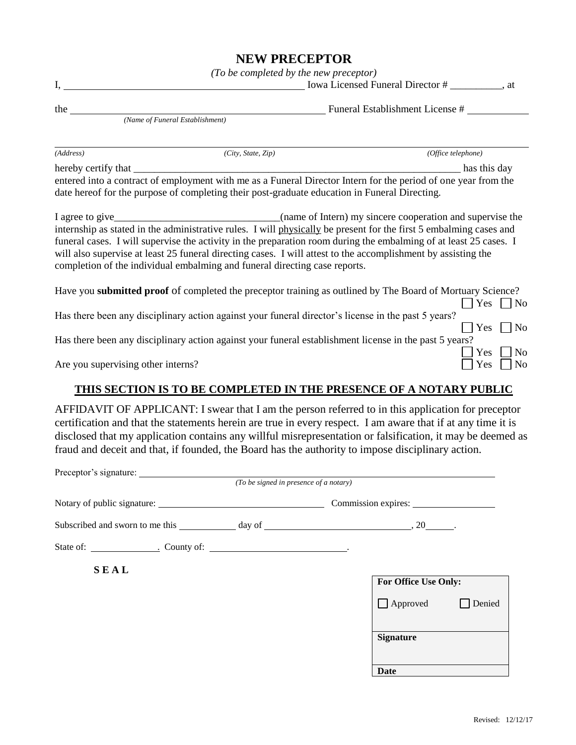# NEW PREECEPTOR

*(To be completed by the new preceptor)*

I, ______________________________________________ Iowa Licensed Funeral Director # __________, at

the ______________________________________________ Funeral Establishment License # ____________
*(Name of Funeral Establishment)*

______________________________________________________________________________________
*(Address)* *(City, State, Zip)* *(Office telephone)*

hereby certify that _________________________________________________________________ has this day entered into a contract of employment with me as a Funeral Director Intern for the period of one year from the date hereof for the purpose of completing their post-graduate education in Funeral Directing.

I agree to give________________________________(name of Intern) my sincere cooperation and supervise the internship as stated in the administrative rules. I will physically be present for the first 5 embalming cases and funeral cases. I will supervise the activity in the preparation room during the embalming of at least 25 cases. I will also supervise at least 25 funeral directing cases. I will attest to the accomplishment by assisting the completion of the individual embalming and funeral directing case reports.

Have you **submitted proof** of completed the preceptor training as outlined by The Board of Mortuary Science? ☐ Yes ☐ No

Has there been any disciplinary action against your funeral director's license in the past 5 years? ☐ Yes ☐ No

Has there been any disciplinary action against your funeral establishment license in the past 5 years? ☐ Yes ☐ No

Are you supervising other interns? ☐ Yes ☐ No

## THIS SECTION IS TO BE COMPLETED IN THE PRESENCE OF A NOTARY PUBLIC

AFFIDAVIT OF APPLICANT: I swear that I am the person referred to in this application for preceptor certification and that the statements herein are true in every respect. I am aware that if at any time it is disclosed that my application contains any willful misrepresentation or falsification, it may be deemed as fraud and deceit and that, if founded, the Board has the authority to impose disciplinary action.

Preceptor's signature: ______________________________________________
*(To be signed in presence of a notary)*

Notary of public signature: ______________________ Commission expires: ______________

Subscribed and sworn to me this __________ day of ______________________, 20_____.

State of: ____________. County of: ______________________.

**S E A L**

| **For Office Use Only:** | |
|---|---|
| ☐ Approved | ☐ Denied |
| **Signature** | |
| **Date** | |

Revised: 12/12/17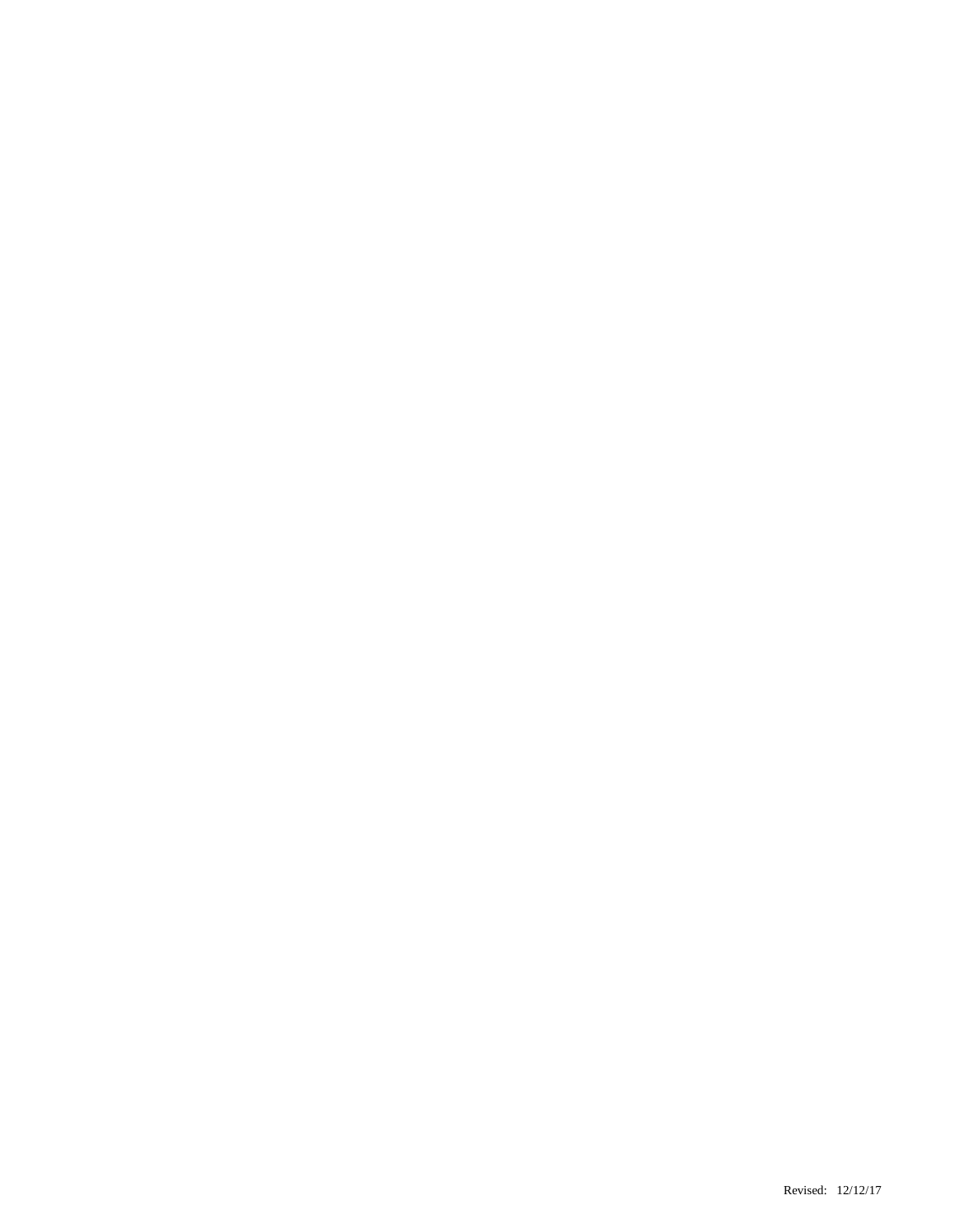Revised: 12/12/17